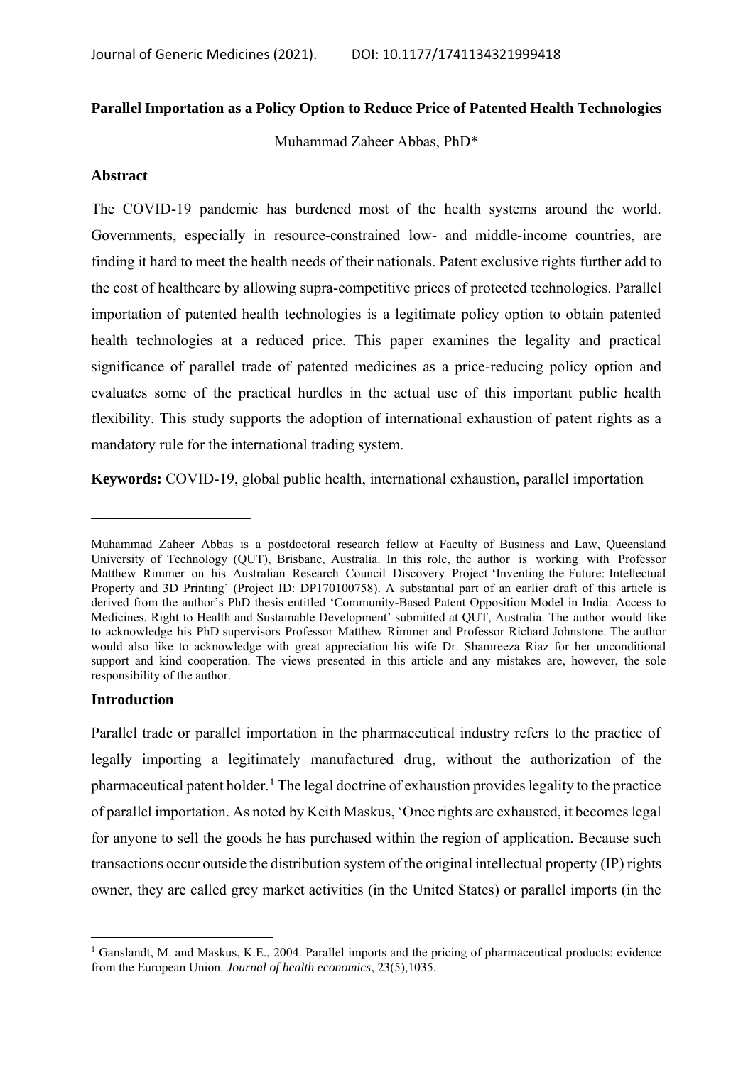Journal of Generic Medicines (2021). DOI: 10.1177/1741134321999418

**Parallel Importation as a Policy Option to Reduce Price of Patented Health Technologies**

Muhammad Zaheer Abbas, PhD*

## Abstract

The COVID-19 pandemic has burdened most of the health systems around the world. Governments, especially in resource-constrained low- and middle-income countries, are finding it hard to meet the health needs of their nationals. Patent exclusive rights further add to the cost of healthcare by allowing supra-competitive prices of protected technologies. Parallel importation of patented health technologies is a legitimate policy option to obtain patented health technologies at a reduced price. This paper examines the legality and practical significance of parallel trade of patented medicines as a price-reducing policy option and evaluates some of the practical hurdles in the actual use of this important public health flexibility. This study supports the adoption of international exhaustion of patent rights as a mandatory rule for the international trading system.

**Keywords:** COVID-19, global public health, international exhaustion, parallel importation

---

Muhammad Zaheer Abbas is a postdoctoral research fellow at Faculty of Business and Law, Queensland University of Technology (QUT), Brisbane, Australia. In this role, the author is working with Professor Matthew Rimmer on his Australian Research Council Discovery Project 'Inventing the Future: Intellectual Property and 3D Printing' (Project ID: DP170100758). A substantial part of an earlier draft of this article is derived from the author's PhD thesis entitled 'Community-Based Patent Opposition Model in India: Access to Medicines, Right to Health and Sustainable Development' submitted at QUT, Australia. The author would like to acknowledge his PhD supervisors Professor Matthew Rimmer and Professor Richard Johnstone. The author would also like to acknowledge with great appreciation his wife Dr. Shamreeza Riaz for her unconditional support and kind cooperation. The views presented in this article and any mistakes are, however, the sole responsibility of the author.

## Introduction

Parallel trade or parallel importation in the pharmaceutical industry refers to the practice of legally importing a legitimately manufactured drug, without the authorization of the pharmaceutical patent holder.[1] The legal doctrine of exhaustion provides legality to the practice of parallel importation. As noted by Keith Maskus, 'Once rights are exhausted, it becomes legal for anyone to sell the goods he has purchased within the region of application. Because such transactions occur outside the distribution system of the original intellectual property (IP) rights owner, they are called grey market activities (in the United States) or parallel imports (in the

---

[1] Ganslandt, M. and Maskus, K.E., 2004. Parallel imports and the pricing of pharmaceutical products: evidence from the European Union. *Journal of health economics*, 23(5),1035.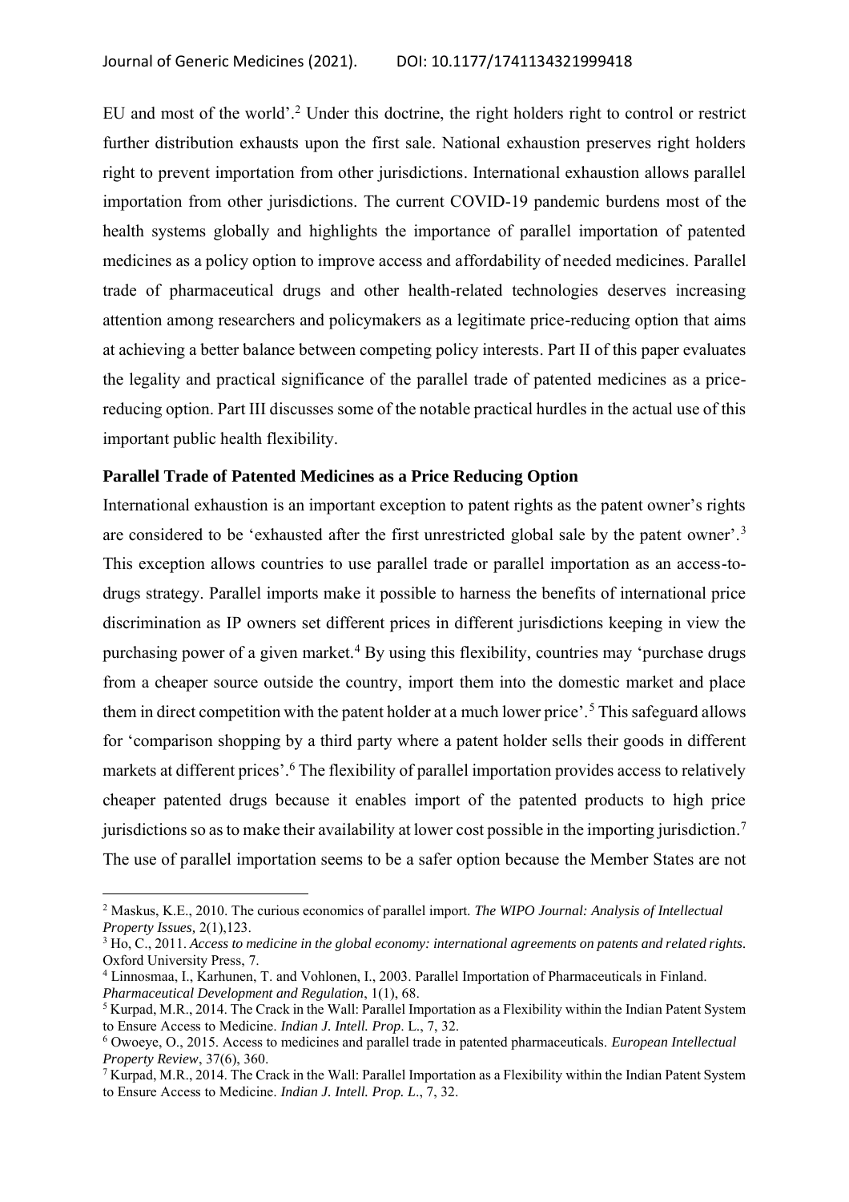EU and most of the world'.[2] Under this doctrine, the right holders right to control or restrict further distribution exhausts upon the first sale. National exhaustion preserves right holders right to prevent importation from other jurisdictions. International exhaustion allows parallel importation from other jurisdictions. The current COVID-19 pandemic burdens most of the health systems globally and highlights the importance of parallel importation of patented medicines as a policy option to improve access and affordability of needed medicines. Parallel trade of pharmaceutical drugs and other health-related technologies deserves increasing attention among researchers and policymakers as a legitimate price-reducing option that aims at achieving a better balance between competing policy interests. Part II of this paper evaluates the legality and practical significance of the parallel trade of patented medicines as a price-reducing option. Part III discusses some of the notable practical hurdles in the actual use of this important public health flexibility.

## Parallel Trade of Patented Medicines as a Price Reducing Option

International exhaustion is an important exception to patent rights as the patent owner's rights are considered to be 'exhausted after the first unrestricted global sale by the patent owner'.[3] This exception allows countries to use parallel trade or parallel importation as an access-to-drugs strategy. Parallel imports make it possible to harness the benefits of international price discrimination as IP owners set different prices in different jurisdictions keeping in view the purchasing power of a given market.[4] By using this flexibility, countries may 'purchase drugs from a cheaper source outside the country, import them into the domestic market and place them in direct competition with the patent holder at a much lower price'.[5] This safeguard allows for 'comparison shopping by a third party where a patent holder sells their goods in different markets at different prices'.[6] The flexibility of parallel importation provides access to relatively cheaper patented drugs because it enables import of the patented products to high price jurisdictions so as to make their availability at lower cost possible in the importing jurisdiction.[7] The use of parallel importation seems to be a safer option because the Member States are not

---

[2] Maskus, K.E., 2010. The curious economics of parallel import. *The WIPO Journal: Analysis of Intellectual Property Issues*, 2(1),123.

[3] Ho, C., 2011. *Access to medicine in the global economy: international agreements on patents and related rights*. Oxford University Press, 7.

[4] Linnosmaa, I., Karhunen, T. and Vohlonen, I., 2003. Parallel Importation of Pharmaceuticals in Finland. *Pharmaceutical Development and Regulation*, 1(1), 68.

[5] Kurpad, M.R., 2014. The Crack in the Wall: Parallel Importation as a Flexibility within the Indian Patent System to Ensure Access to Medicine. *Indian J. Intell. Prop*. L., 7, 32.

[6] Owoeye, O., 2015. Access to medicines and parallel trade in patented pharmaceuticals. *European Intellectual Property Review*, 37(6), 360.

[7] Kurpad, M.R., 2014. The Crack in the Wall: Parallel Importation as a Flexibility within the Indian Patent System to Ensure Access to Medicine. *Indian J. Intell. Prop. L*., 7, 32.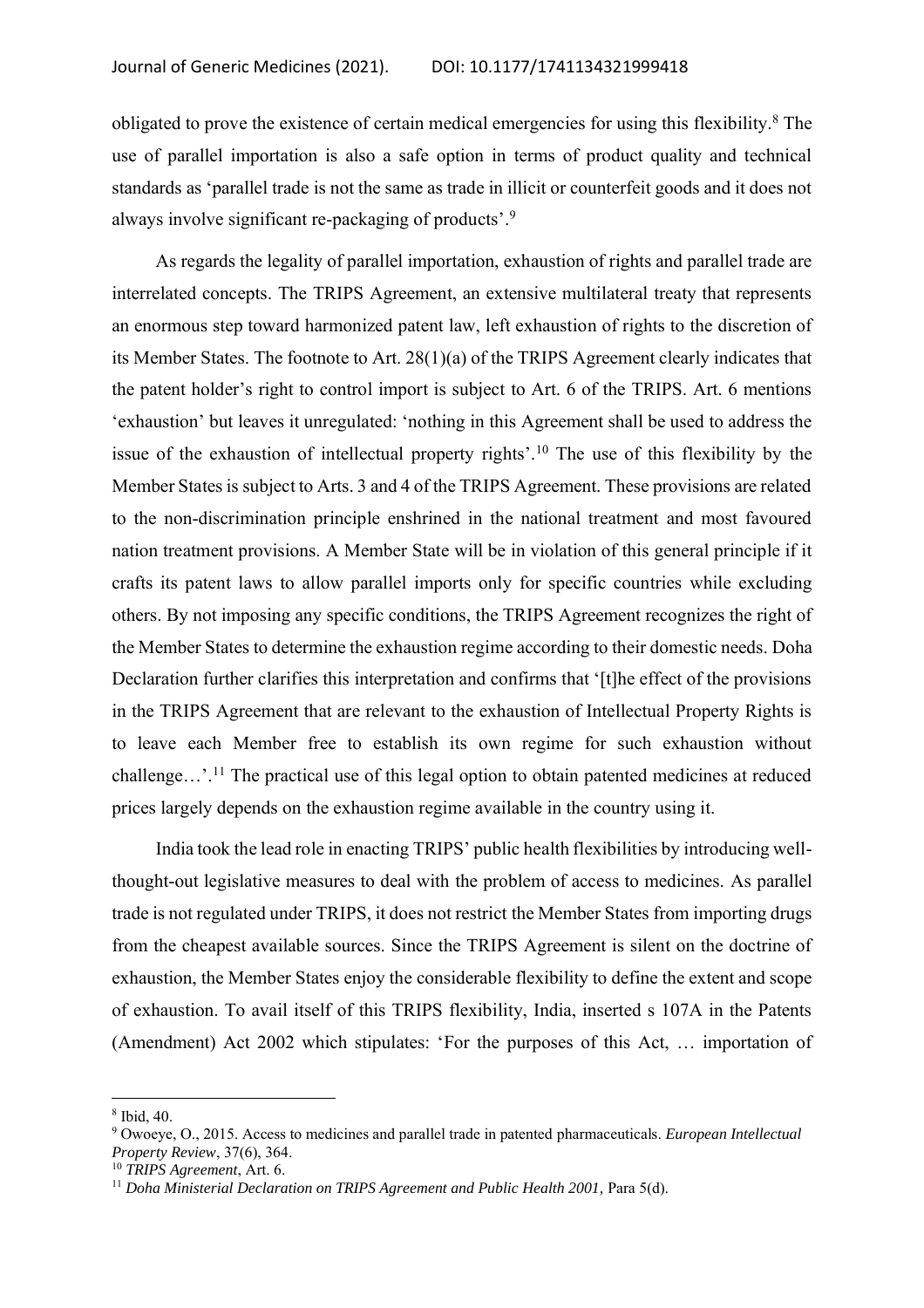obligated to prove the existence of certain medical emergencies for using this flexibility.[8] The use of parallel importation is also a safe option in terms of product quality and technical standards as 'parallel trade is not the same as trade in illicit or counterfeit goods and it does not always involve significant re-packaging of products'.[9]

As regards the legality of parallel importation, exhaustion of rights and parallel trade are interrelated concepts. The TRIPS Agreement, an extensive multilateral treaty that represents an enormous step toward harmonized patent law, left exhaustion of rights to the discretion of its Member States. The footnote to Art. 28(1)(a) of the TRIPS Agreement clearly indicates that the patent holder's right to control import is subject to Art. 6 of the TRIPS. Art. 6 mentions 'exhaustion' but leaves it unregulated: 'nothing in this Agreement shall be used to address the issue of the exhaustion of intellectual property rights'.[10] The use of this flexibility by the Member States is subject to Arts. 3 and 4 of the TRIPS Agreement. These provisions are related to the non-discrimination principle enshrined in the national treatment and most favoured nation treatment provisions. A Member State will be in violation of this general principle if it crafts its patent laws to allow parallel imports only for specific countries while excluding others. By not imposing any specific conditions, the TRIPS Agreement recognizes the right of the Member States to determine the exhaustion regime according to their domestic needs. Doha Declaration further clarifies this interpretation and confirms that '[t]he effect of the provisions in the TRIPS Agreement that are relevant to the exhaustion of Intellectual Property Rights is to leave each Member free to establish its own regime for such exhaustion without challenge…'.[11] The practical use of this legal option to obtain patented medicines at reduced prices largely depends on the exhaustion regime available in the country using it.

India took the lead role in enacting TRIPS' public health flexibilities by introducing well-thought-out legislative measures to deal with the problem of access to medicines. As parallel trade is not regulated under TRIPS, it does not restrict the Member States from importing drugs from the cheapest available sources. Since the TRIPS Agreement is silent on the doctrine of exhaustion, the Member States enjoy the considerable flexibility to define the extent and scope of exhaustion. To avail itself of this TRIPS flexibility, India, inserted s 107A in the Patents (Amendment) Act 2002 which stipulates: 'For the purposes of this Act, … importation of

---

[8] Ibid, 40.

[9] Owoeye, O., 2015. Access to medicines and parallel trade in patented pharmaceuticals. *European Intellectual Property Review*, 37(6), 364.

[10] *TRIPS Agreement*, Art. 6.

[11] *Doha Ministerial Declaration on TRIPS Agreement and Public Health 2001,* Para 5(d).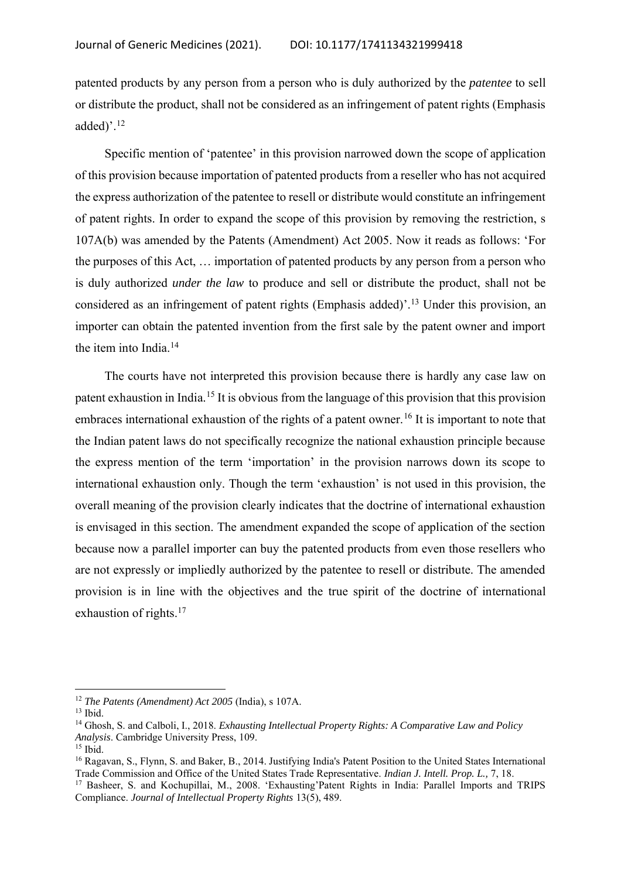patented products by any person from a person who is duly authorized by the *patentee* to sell or distribute the product, shall not be considered as an infringement of patent rights (Emphasis added)'.[12]

Specific mention of 'patentee' in this provision narrowed down the scope of application of this provision because importation of patented products from a reseller who has not acquired the express authorization of the patentee to resell or distribute would constitute an infringement of patent rights. In order to expand the scope of this provision by removing the restriction, s 107A(b) was amended by the Patents (Amendment) Act 2005. Now it reads as follows: 'For the purposes of this Act, … importation of patented products by any person from a person who is duly authorized *under the law* to produce and sell or distribute the product, shall not be considered as an infringement of patent rights (Emphasis added)'.[13] Under this provision, an importer can obtain the patented invention from the first sale by the patent owner and import the item into India.[14]

The courts have not interpreted this provision because there is hardly any case law on patent exhaustion in India.[15] It is obvious from the language of this provision that this provision embraces international exhaustion of the rights of a patent owner.[16] It is important to note that the Indian patent laws do not specifically recognize the national exhaustion principle because the express mention of the term 'importation' in the provision narrows down its scope to international exhaustion only. Though the term 'exhaustion' is not used in this provision, the overall meaning of the provision clearly indicates that the doctrine of international exhaustion is envisaged in this section. The amendment expanded the scope of application of the section because now a parallel importer can buy the patented products from even those resellers who are not expressly or impliedly authorized by the patentee to resell or distribute. The amended provision is in line with the objectives and the true spirit of the doctrine of international exhaustion of rights.[17]

---

[12] *The Patents (Amendment) Act 2005* (India), s 107A.

[13] Ibid.

[14] Ghosh, S. and Calboli, I., 2018. *Exhausting Intellectual Property Rights: A Comparative Law and Policy Analysis*. Cambridge University Press, 109.

[15] Ibid.

[16] Ragavan, S., Flynn, S. and Baker, B., 2014. Justifying India's Patent Position to the United States International Trade Commission and Office of the United States Trade Representative. *Indian J. Intell. Prop. L.,* 7, 18.

[17] Basheer, S. and Kochupillai, M., 2008. 'Exhausting'Patent Rights in India: Parallel Imports and TRIPS Compliance. *Journal of Intellectual Property Rights* 13(5), 489.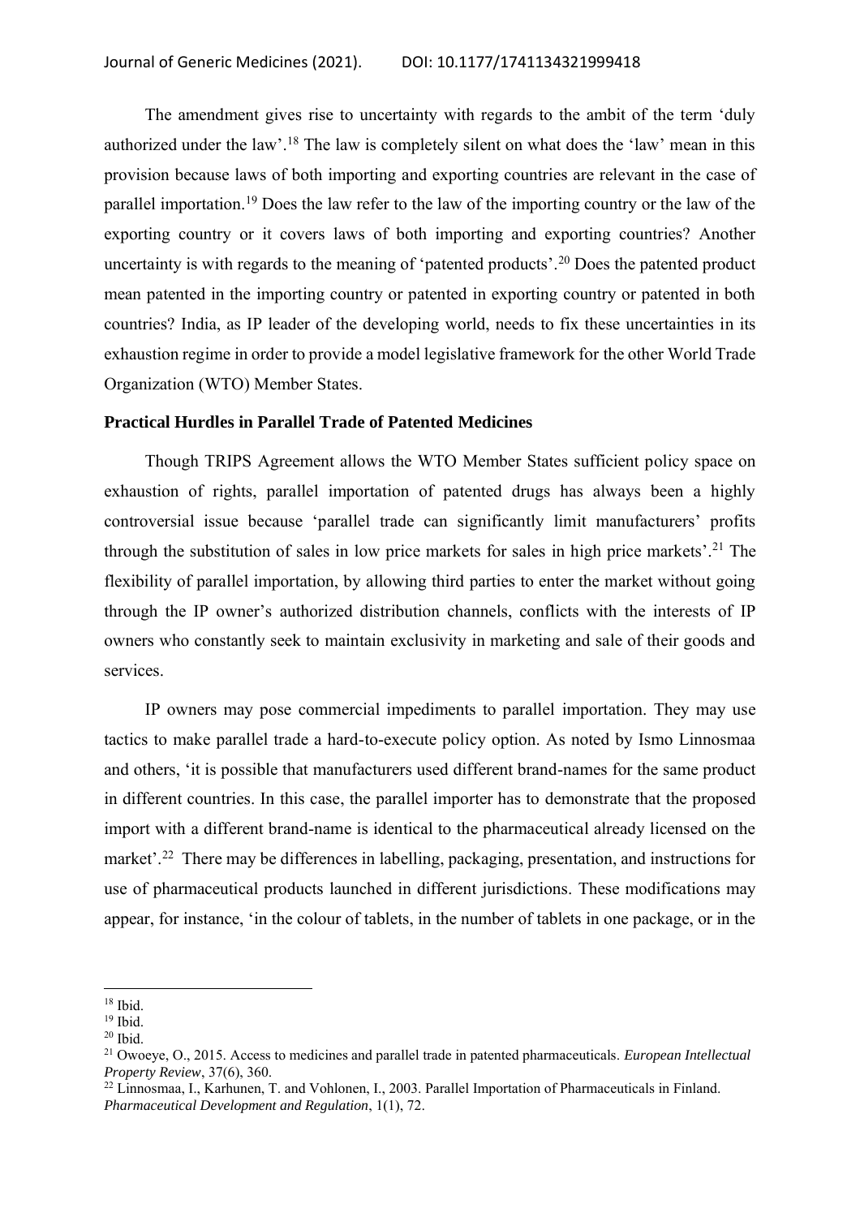The amendment gives rise to uncertainty with regards to the ambit of the term 'duly authorized under the law'.[18] The law is completely silent on what does the 'law' mean in this provision because laws of both importing and exporting countries are relevant in the case of parallel importation.[19] Does the law refer to the law of the importing country or the law of the exporting country or it covers laws of both importing and exporting countries? Another uncertainty is with regards to the meaning of 'patented products'.[20] Does the patented product mean patented in the importing country or patented in exporting country or patented in both countries? India, as IP leader of the developing world, needs to fix these uncertainties in its exhaustion regime in order to provide a model legislative framework for the other World Trade Organization (WTO) Member States.

## Practical Hurdles in Parallel Trade of Patented Medicines

Though TRIPS Agreement allows the WTO Member States sufficient policy space on exhaustion of rights, parallel importation of patented drugs has always been a highly controversial issue because 'parallel trade can significantly limit manufacturers' profits through the substitution of sales in low price markets for sales in high price markets'.[21] The flexibility of parallel importation, by allowing third parties to enter the market without going through the IP owner's authorized distribution channels, conflicts with the interests of IP owners who constantly seek to maintain exclusivity in marketing and sale of their goods and services.

IP owners may pose commercial impediments to parallel importation. They may use tactics to make parallel trade a hard-to-execute policy option. As noted by Ismo Linnosmaa and others, 'it is possible that manufacturers used different brand-names for the same product in different countries. In this case, the parallel importer has to demonstrate that the proposed import with a different brand-name is identical to the pharmaceutical already licensed on the market'.[22] There may be differences in labelling, packaging, presentation, and instructions for use of pharmaceutical products launched in different jurisdictions. These modifications may appear, for instance, 'in the colour of tablets, in the number of tablets in one package, or in the

---

[18] Ibid.

[19] Ibid.

[20] Ibid.

[21] Owoeye, O., 2015. Access to medicines and parallel trade in patented pharmaceuticals. *European Intellectual Property Review*, 37(6), 360.

[22] Linnosmaa, I., Karhunen, T. and Vohlonen, I., 2003. Parallel Importation of Pharmaceuticals in Finland. *Pharmaceutical Development and Regulation*, 1(1), 72.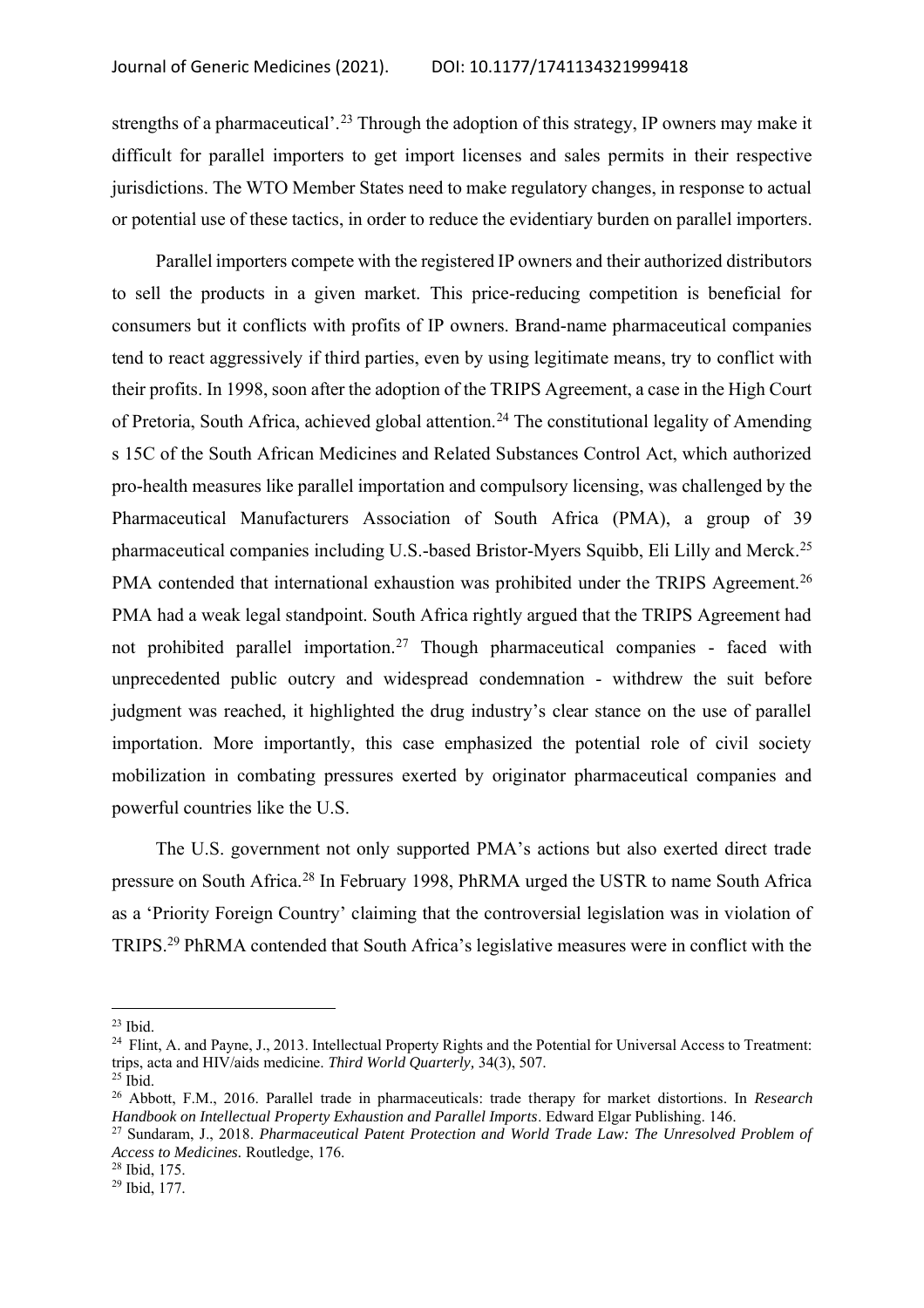strengths of a pharmaceutical'.[23] Through the adoption of this strategy, IP owners may make it difficult for parallel importers to get import licenses and sales permits in their respective jurisdictions. The WTO Member States need to make regulatory changes, in response to actual or potential use of these tactics, in order to reduce the evidentiary burden on parallel importers.

Parallel importers compete with the registered IP owners and their authorized distributors to sell the products in a given market. This price-reducing competition is beneficial for consumers but it conflicts with profits of IP owners. Brand-name pharmaceutical companies tend to react aggressively if third parties, even by using legitimate means, try to conflict with their profits. In 1998, soon after the adoption of the TRIPS Agreement, a case in the High Court of Pretoria, South Africa, achieved global attention.[24] The constitutional legality of Amending s 15C of the South African Medicines and Related Substances Control Act, which authorized pro-health measures like parallel importation and compulsory licensing, was challenged by the Pharmaceutical Manufacturers Association of South Africa (PMA), a group of 39 pharmaceutical companies including U.S.-based Bristor-Myers Squibb, Eli Lilly and Merck.[25] PMA contended that international exhaustion was prohibited under the TRIPS Agreement.[26] PMA had a weak legal standpoint. South Africa rightly argued that the TRIPS Agreement had not prohibited parallel importation.[27] Though pharmaceutical companies - faced with unprecedented public outcry and widespread condemnation - withdrew the suit before judgment was reached, it highlighted the drug industry's clear stance on the use of parallel importation. More importantly, this case emphasized the potential role of civil society mobilization in combating pressures exerted by originator pharmaceutical companies and powerful countries like the U.S.

The U.S. government not only supported PMA's actions but also exerted direct trade pressure on South Africa.[28] In February 1998, PhRMA urged the USTR to name South Africa as a 'Priority Foreign Country' claiming that the controversial legislation was in violation of TRIPS.[29] PhRMA contended that South Africa's legislative measures were in conflict with the

---

[23] Ibid.

[24] Flint, A. and Payne, J., 2013. Intellectual Property Rights and the Potential for Universal Access to Treatment: trips, acta and HIV/aids medicine. *Third World Quarterly,* 34(3), 507.

[25] Ibid.

[26] Abbott, F.M., 2016. Parallel trade in pharmaceuticals: trade therapy for market distortions. In *Research Handbook on Intellectual Property Exhaustion and Parallel Imports*. Edward Elgar Publishing. 146.

[27] Sundaram, J., 2018. *Pharmaceutical Patent Protection and World Trade Law: The Unresolved Problem of Access to Medicines.* Routledge, 176.

[28] Ibid, 175.

[29] Ibid, 177.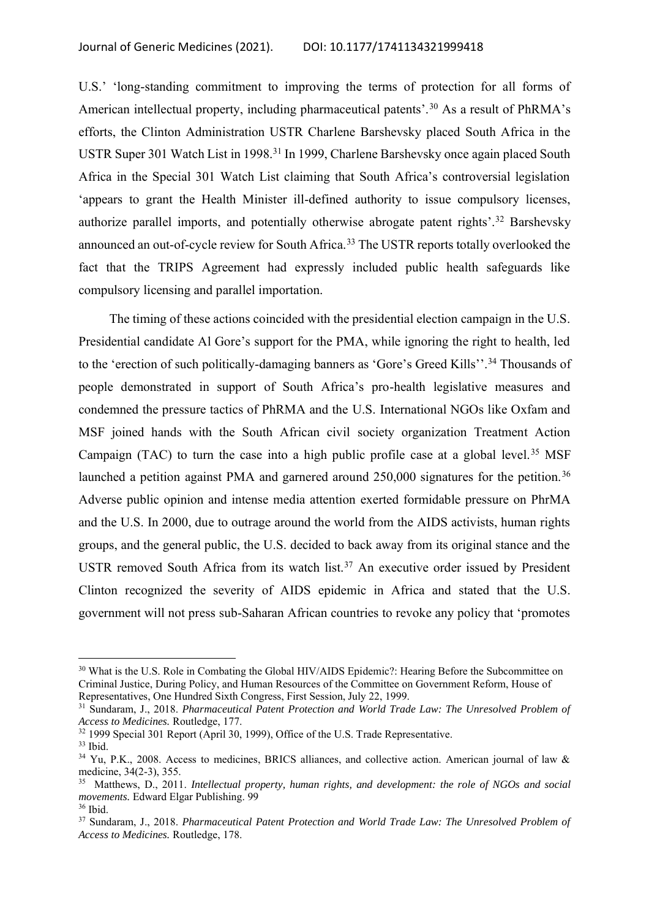U.S.' 'long-standing commitment to improving the terms of protection for all forms of American intellectual property, including pharmaceutical patents'.[30] As a result of PhRMA's efforts, the Clinton Administration USTR Charlene Barshevsky placed South Africa in the USTR Super 301 Watch List in 1998.[31] In 1999, Charlene Barshevsky once again placed South Africa in the Special 301 Watch List claiming that South Africa's controversial legislation 'appears to grant the Health Minister ill-defined authority to issue compulsory licenses, authorize parallel imports, and potentially otherwise abrogate patent rights'.[32] Barshevsky announced an out-of-cycle review for South Africa.[33] The USTR reports totally overlooked the fact that the TRIPS Agreement had expressly included public health safeguards like compulsory licensing and parallel importation.

The timing of these actions coincided with the presidential election campaign in the U.S. Presidential candidate Al Gore's support for the PMA, while ignoring the right to health, led to the 'erection of such politically-damaging banners as 'Gore's Greed Kills''.[34] Thousands of people demonstrated in support of South Africa's pro-health legislative measures and condemned the pressure tactics of PhRMA and the U.S. International NGOs like Oxfam and MSF joined hands with the South African civil society organization Treatment Action Campaign (TAC) to turn the case into a high public profile case at a global level.[35] MSF launched a petition against PMA and garnered around 250,000 signatures for the petition.[36] Adverse public opinion and intense media attention exerted formidable pressure on PhrMA and the U.S. In 2000, due to outrage around the world from the AIDS activists, human rights groups, and the general public, the U.S. decided to back away from its original stance and the USTR removed South Africa from its watch list.[37] An executive order issued by President Clinton recognized the severity of AIDS epidemic in Africa and stated that the U.S. government will not press sub-Saharan African countries to revoke any policy that 'promotes

---

[30] What is the U.S. Role in Combating the Global HIV/AIDS Epidemic?: Hearing Before the Subcommittee on Criminal Justice, During Policy, and Human Resources of the Committee on Government Reform, House of Representatives, One Hundred Sixth Congress, First Session, July 22, 1999.

[31] Sundaram, J., 2018. *Pharmaceutical Patent Protection and World Trade Law: The Unresolved Problem of Access to Medicines.* Routledge, 177.

[32] 1999 Special 301 Report (April 30, 1999), Office of the U.S. Trade Representative.

[33] Ibid.

[34] Yu, P.K., 2008. Access to medicines, BRICS alliances, and collective action. American journal of law & medicine, 34(2-3), 355.

[35] Matthews, D., 2011. *Intellectual property, human rights, and development: the role of NGOs and social movements.* Edward Elgar Publishing. 99

[36] Ibid.

[37] Sundaram, J., 2018. *Pharmaceutical Patent Protection and World Trade Law: The Unresolved Problem of Access to Medicines.* Routledge, 178.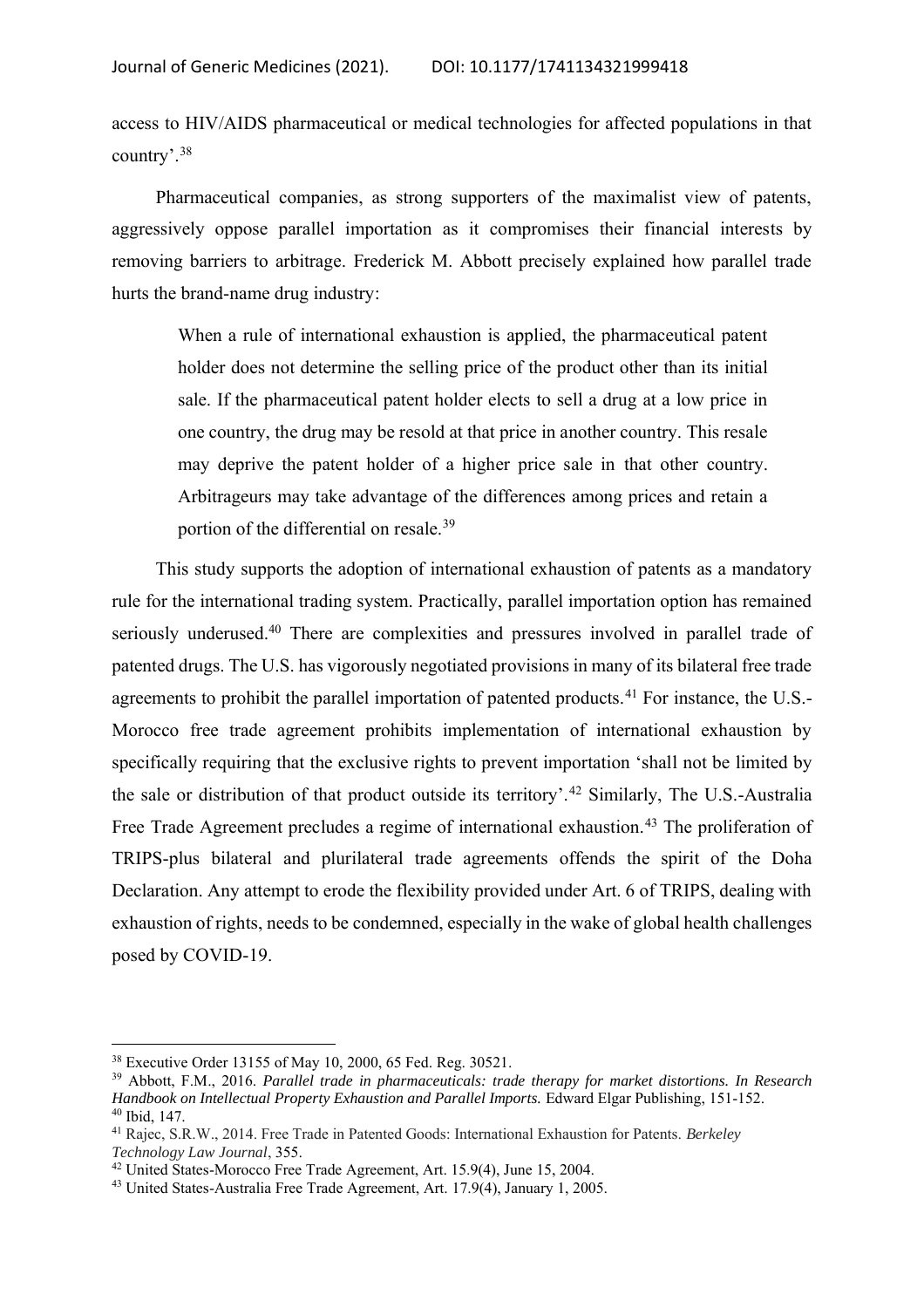access to HIV/AIDS pharmaceutical or medical technologies for affected populations in that country'.[38]

Pharmaceutical companies, as strong supporters of the maximalist view of patents, aggressively oppose parallel importation as it compromises their financial interests by removing barriers to arbitrage. Frederick M. Abbott precisely explained how parallel trade hurts the brand-name drug industry:

> When a rule of international exhaustion is applied, the pharmaceutical patent holder does not determine the selling price of the product other than its initial sale. If the pharmaceutical patent holder elects to sell a drug at a low price in one country, the drug may be resold at that price in another country. This resale may deprive the patent holder of a higher price sale in that other country. Arbitrageurs may take advantage of the differences among prices and retain a portion of the differential on resale.[39]

This study supports the adoption of international exhaustion of patents as a mandatory rule for the international trading system. Practically, parallel importation option has remained seriously underused.[40] There are complexities and pressures involved in parallel trade of patented drugs. The U.S. has vigorously negotiated provisions in many of its bilateral free trade agreements to prohibit the parallel importation of patented products.[41] For instance, the U.S.-Morocco free trade agreement prohibits implementation of international exhaustion by specifically requiring that the exclusive rights to prevent importation 'shall not be limited by the sale or distribution of that product outside its territory'.[42] Similarly, The U.S.-Australia Free Trade Agreement precludes a regime of international exhaustion.[43] The proliferation of TRIPS-plus bilateral and plurilateral trade agreements offends the spirit of the Doha Declaration. Any attempt to erode the flexibility provided under Art. 6 of TRIPS, dealing with exhaustion of rights, needs to be condemned, especially in the wake of global health challenges posed by COVID-19.

---

[38] Executive Order 13155 of May 10, 2000, 65 Fed. Reg. 30521.

[39] Abbott, F.M., 2016. *Parallel trade in pharmaceuticals: trade therapy for market distortions. In Research Handbook on Intellectual Property Exhaustion and Parallel Imports.* Edward Elgar Publishing, 151-152.

[40] Ibid, 147.

[41] Rajec, S.R.W., 2014. Free Trade in Patented Goods: International Exhaustion for Patents. *Berkeley Technology Law Journal*, 355.

[42] United States-Morocco Free Trade Agreement, Art. 15.9(4), June 15, 2004.

[43] United States-Australia Free Trade Agreement, Art. 17.9(4), January 1, 2005.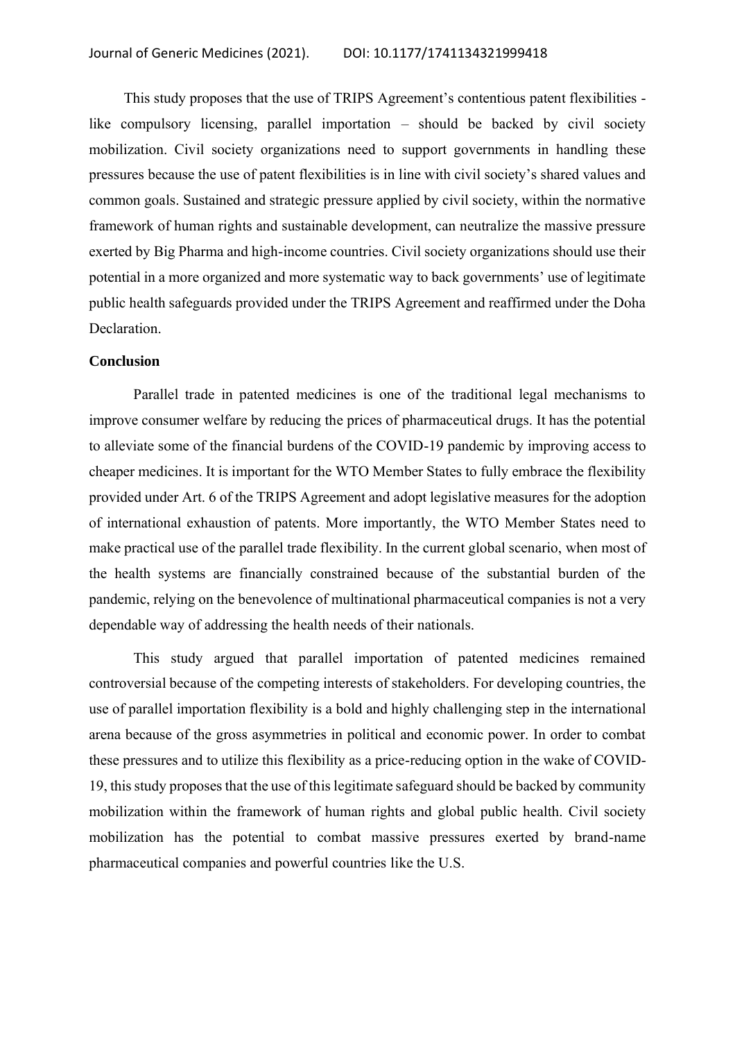This study proposes that the use of TRIPS Agreement's contentious patent flexibilities - like compulsory licensing, parallel importation – should be backed by civil society mobilization. Civil society organizations need to support governments in handling these pressures because the use of patent flexibilities is in line with civil society's shared values and common goals. Sustained and strategic pressure applied by civil society, within the normative framework of human rights and sustainable development, can neutralize the massive pressure exerted by Big Pharma and high-income countries. Civil society organizations should use their potential in a more organized and more systematic way to back governments' use of legitimate public health safeguards provided under the TRIPS Agreement and reaffirmed under the Doha Declaration.

## Conclusion

Parallel trade in patented medicines is one of the traditional legal mechanisms to improve consumer welfare by reducing the prices of pharmaceutical drugs. It has the potential to alleviate some of the financial burdens of the COVID-19 pandemic by improving access to cheaper medicines. It is important for the WTO Member States to fully embrace the flexibility provided under Art. 6 of the TRIPS Agreement and adopt legislative measures for the adoption of international exhaustion of patents. More importantly, the WTO Member States need to make practical use of the parallel trade flexibility. In the current global scenario, when most of the health systems are financially constrained because of the substantial burden of the pandemic, relying on the benevolence of multinational pharmaceutical companies is not a very dependable way of addressing the health needs of their nationals.

This study argued that parallel importation of patented medicines remained controversial because of the competing interests of stakeholders. For developing countries, the use of parallel importation flexibility is a bold and highly challenging step in the international arena because of the gross asymmetries in political and economic power. In order to combat these pressures and to utilize this flexibility as a price-reducing option in the wake of COVID-19, this study proposes that the use of this legitimate safeguard should be backed by community mobilization within the framework of human rights and global public health. Civil society mobilization has the potential to combat massive pressures exerted by brand-name pharmaceutical companies and powerful countries like the U.S.